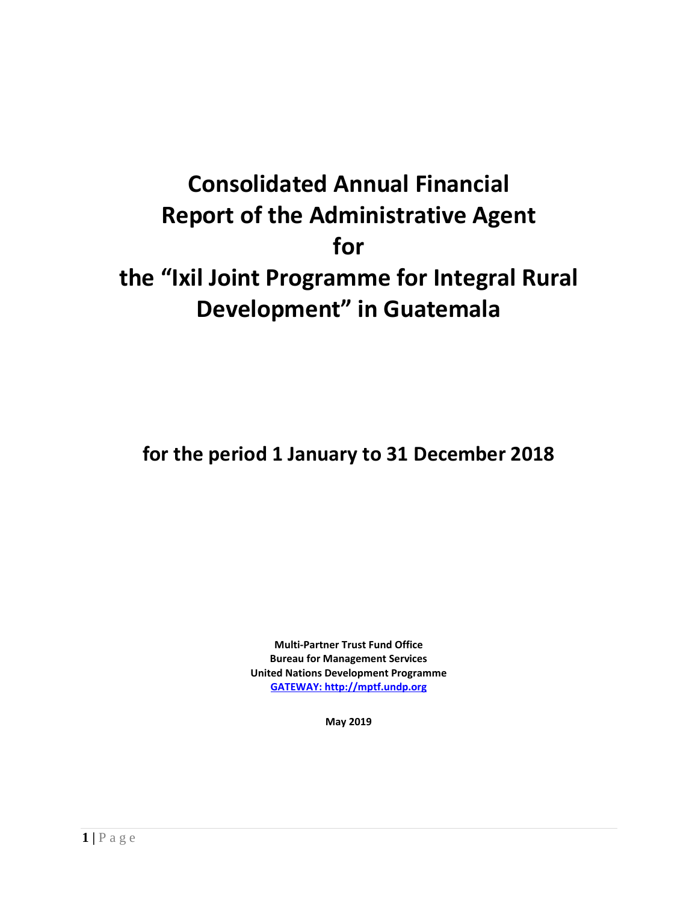# Consolidated Annual Financial Report of the Administrative Agent for the "Ixil Joint Programme for Integral Rural Development" in Guatemala

## for the period 1 January to 31 December 2018

**Multi-Partner Trust Fund Office**
**Bureau for Management Services**
**United Nations Development Programme**
**GATEWAY: http://mptf.undp.org**

**May 2019**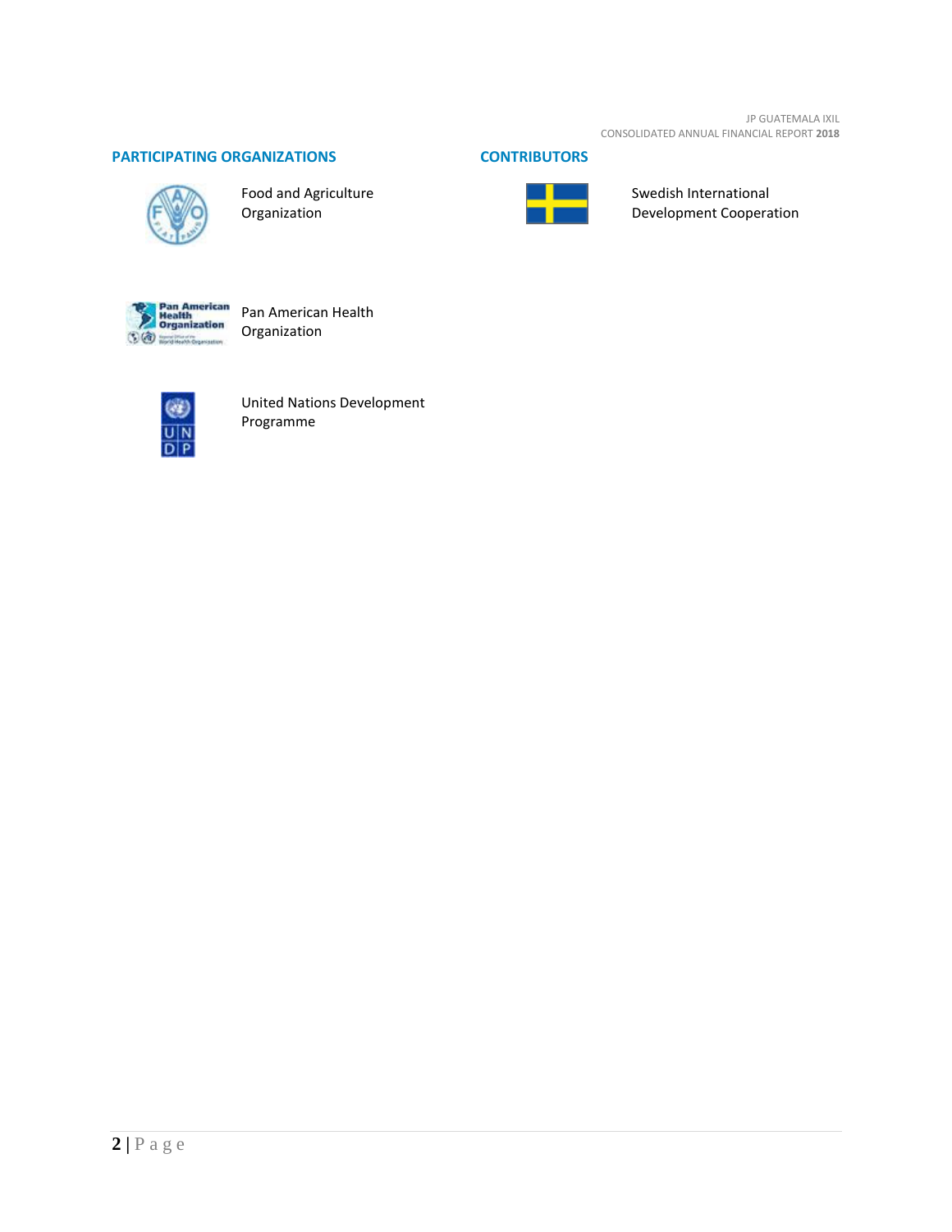## PARTICIPATING ORGANIZATIONS

Food and Agriculture Organization

Pan American Health Organization

United Nations Development Programme

## CONTRIBUTORS

Swedish International Development Cooperation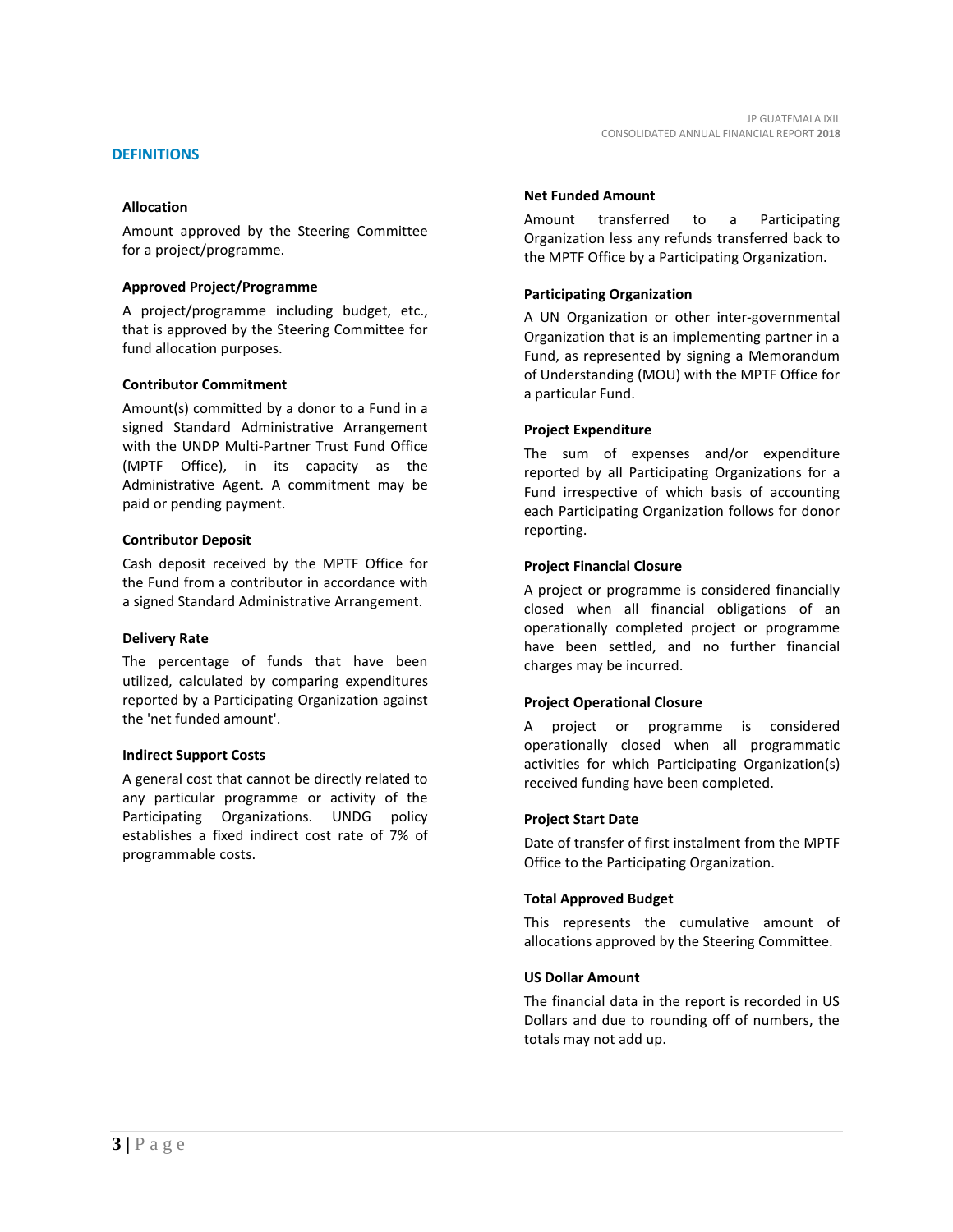## DEFINITIONS

### Allocation

Amount approved by the Steering Committee for a project/programme.

### Approved Project/Programme

A project/programme including budget, etc., that is approved by the Steering Committee for fund allocation purposes.

### Contributor Commitment

Amount(s) committed by a donor to a Fund in a signed Standard Administrative Arrangement with the UNDP Multi-Partner Trust Fund Office (MPTF Office), in its capacity as the Administrative Agent. A commitment may be paid or pending payment.

### Contributor Deposit

Cash deposit received by the MPTF Office for the Fund from a contributor in accordance with a signed Standard Administrative Arrangement.

### Delivery Rate

The percentage of funds that have been utilized, calculated by comparing expenditures reported by a Participating Organization against the 'net funded amount'.

### Indirect Support Costs

A general cost that cannot be directly related to any particular programme or activity of the Participating Organizations. UNDG policy establishes a fixed indirect cost rate of 7% of programmable costs.

### Net Funded Amount

Amount transferred to a Participating Organization less any refunds transferred back to the MPTF Office by a Participating Organization.

### Participating Organization

A UN Organization or other inter-governmental Organization that is an implementing partner in a Fund, as represented by signing a Memorandum of Understanding (MOU) with the MPTF Office for a particular Fund.

### Project Expenditure

The sum of expenses and/or expenditure reported by all Participating Organizations for a Fund irrespective of which basis of accounting each Participating Organization follows for donor reporting.

### Project Financial Closure

A project or programme is considered financially closed when all financial obligations of an operationally completed project or programme have been settled, and no further financial charges may be incurred.

### Project Operational Closure

A project or programme is considered operationally closed when all programmatic activities for which Participating Organization(s) received funding have been completed.

### Project Start Date

Date of transfer of first instalment from the MPTF Office to the Participating Organization.

### Total Approved Budget

This represents the cumulative amount of allocations approved by the Steering Committee.

### US Dollar Amount

The financial data in the report is recorded in US Dollars and due to rounding off of numbers, the totals may not add up.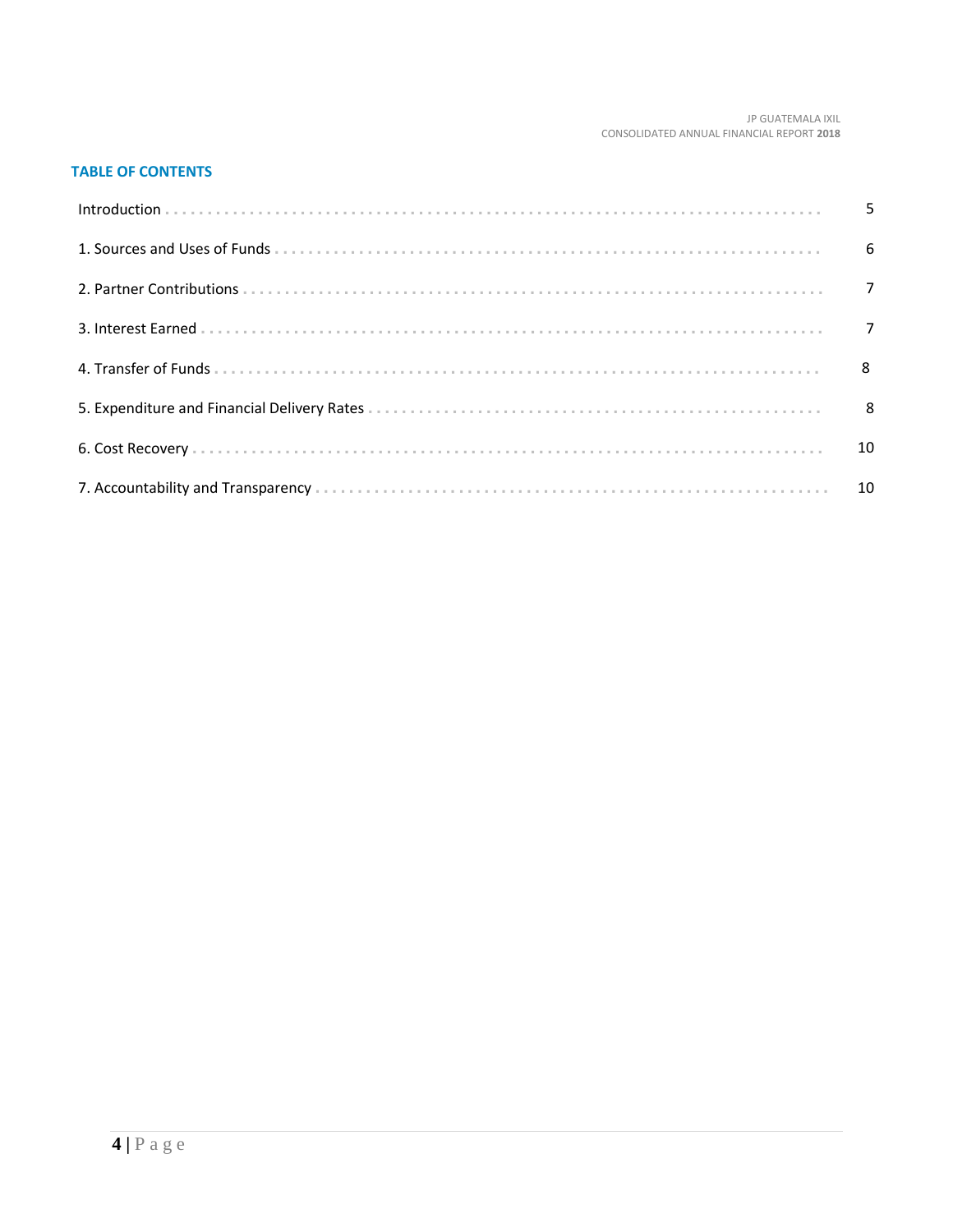## TABLE OF CONTENTS

| | |
|---|---|
| Introduction | 5 |
| 1. Sources and Uses of Funds | 6 |
| 2. Partner Contributions | 7 |
| 3. Interest Earned | 7 |
| 4. Transfer of Funds | 8 |
| 5. Expenditure and Financial Delivery Rates | 8 |
| 6. Cost Recovery | 10 |
| 7. Accountability and Transparency | 10 |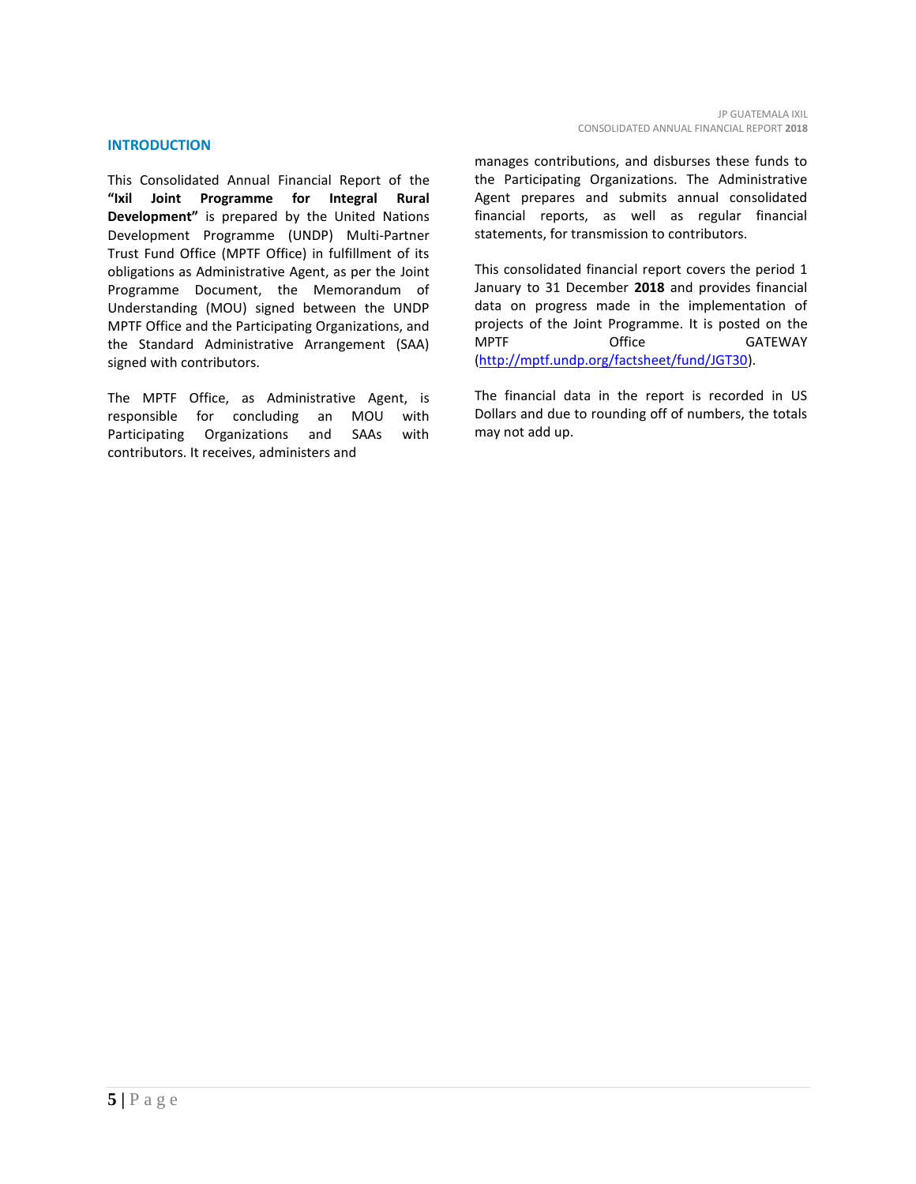## INTRODUCTION

This Consolidated Annual Financial Report of the **"Ixil Joint Programme for Integral Rural Development"** is prepared by the United Nations Development Programme (UNDP) Multi-Partner Trust Fund Office (MPTF Office) in fulfillment of its obligations as Administrative Agent, as per the Joint Programme Document, the Memorandum of Understanding (MOU) signed between the UNDP MPTF Office and the Participating Organizations, and the Standard Administrative Arrangement (SAA) signed with contributors.

The MPTF Office, as Administrative Agent, is responsible for concluding an MOU with Participating Organizations and SAAs with contributors. It receives, administers and manages contributions, and disburses these funds to the Participating Organizations. The Administrative Agent prepares and submits annual consolidated financial reports, as well as regular financial statements, for transmission to contributors.

This consolidated financial report covers the period 1 January to 31 December **2018** and provides financial data on progress made in the implementation of projects of the Joint Programme. It is posted on the MPTF Office GATEWAY (http://mptf.undp.org/factsheet/fund/JGT30).

The financial data in the report is recorded in US Dollars and due to rounding off of numbers, the totals may not add up.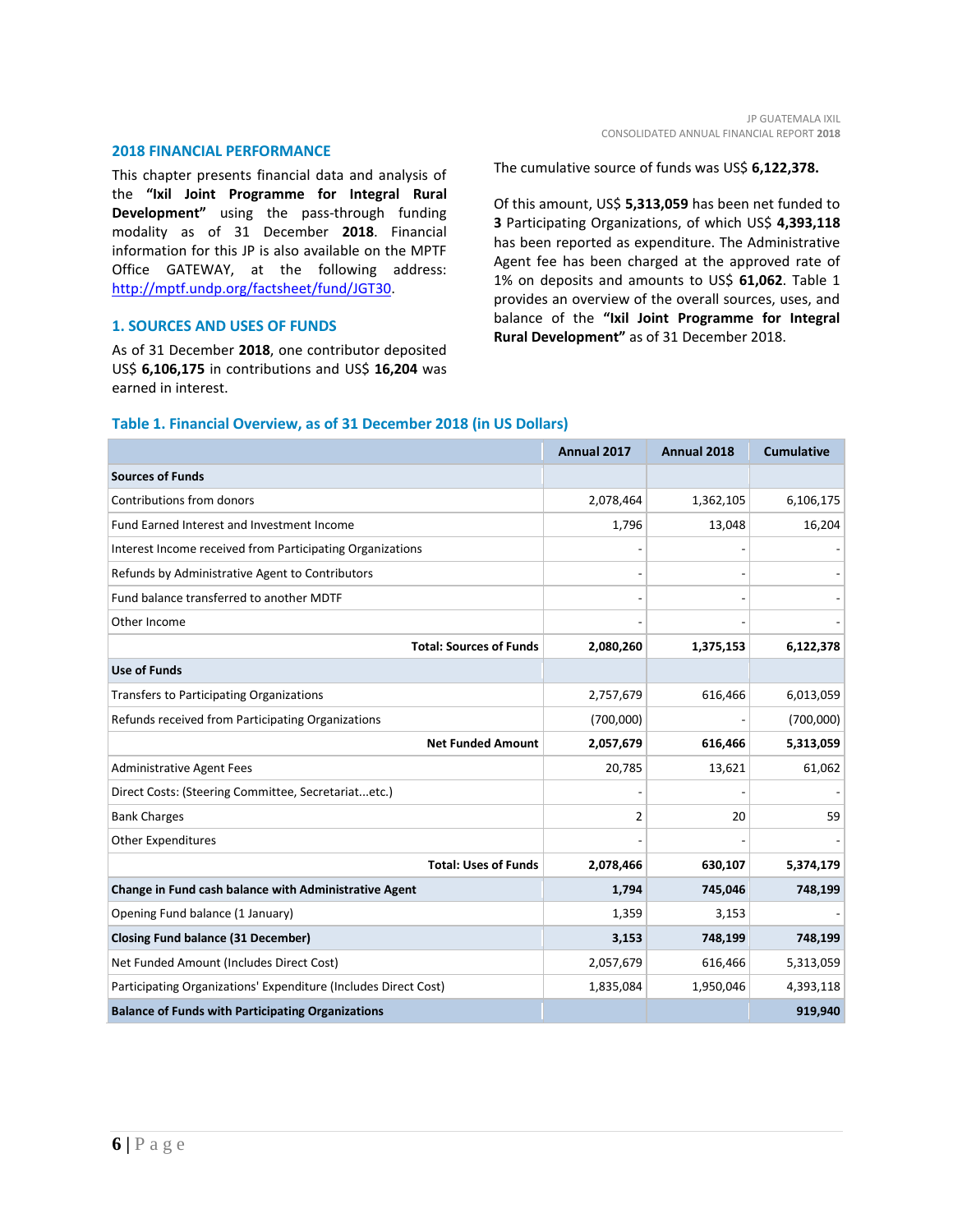## 2018 FINANCIAL PERFORMANCE

This chapter presents financial data and analysis of the **"Ixil Joint Programme for Integral Rural Development"** using the pass-through funding modality as of 31 December **2018**. Financial information for this JP is also available on the MPTF Office GATEWAY, at the following address: http://mptf.undp.org/factsheet/fund/JGT30.

## 1. SOURCES AND USES OF FUNDS

As of 31 December **2018**, one contributor deposited US$ **6,106,175** in contributions and US$ **16,204** was earned in interest.

The cumulative source of funds was US$ **6,122,378.**

Of this amount, US$ **5,313,059** has been net funded to **3** Participating Organizations, of which US$ **4,393,118** has been reported as expenditure. The Administrative Agent fee has been charged at the approved rate of 1% on deposits and amounts to US$ **61,062**. Table 1 provides an overview of the overall sources, uses, and balance of the **"Ixil Joint Programme for Integral Rural Development"** as of 31 December 2018.

### Table 1. Financial Overview, as of 31 December 2018 (in US Dollars)

| | Annual 2017 | Annual 2018 | Cumulative |
|---|---|---|---|
| **Sources of Funds** | | | |
| Contributions from donors | 2,078,464 | 1,362,105 | 6,106,175 |
| Fund Earned Interest and Investment Income | 1,796 | 13,048 | 16,204 |
| Interest Income received from Participating Organizations | - | - | - |
| Refunds by Administrative Agent to Contributors | - | - | - |
| Fund balance transferred to another MDTF | - | - | - |
| Other Income | - | - | - |
| **Total: Sources of Funds** | **2,080,260** | **1,375,153** | **6,122,378** |
| **Use of Funds** | | | |
| Transfers to Participating Organizations | 2,757,679 | 616,466 | 6,013,059 |
| Refunds received from Participating Organizations | (700,000) | - | (700,000) |
| **Net Funded Amount** | **2,057,679** | **616,466** | **5,313,059** |
| Administrative Agent Fees | 20,785 | 13,621 | 61,062 |
| Direct Costs: (Steering Committee, Secretariat...etc.) | - | - | - |
| Bank Charges | 2 | 20 | 59 |
| Other Expenditures | - | - | - |
| **Total: Uses of Funds** | **2,078,466** | **630,107** | **5,374,179** |
| **Change in Fund cash balance with Administrative Agent** | **1,794** | **745,046** | **748,199** |
| Opening Fund balance (1 January) | 1,359 | 3,153 | - |
| **Closing Fund balance (31 December)** | **3,153** | **748,199** | **748,199** |
| Net Funded Amount (Includes Direct Cost) | 2,057,679 | 616,466 | 5,313,059 |
| Participating Organizations' Expenditure (Includes Direct Cost) | 1,835,084 | 1,950,046 | 4,393,118 |
| **Balance of Funds with Participating Organizations** | | | **919,940** |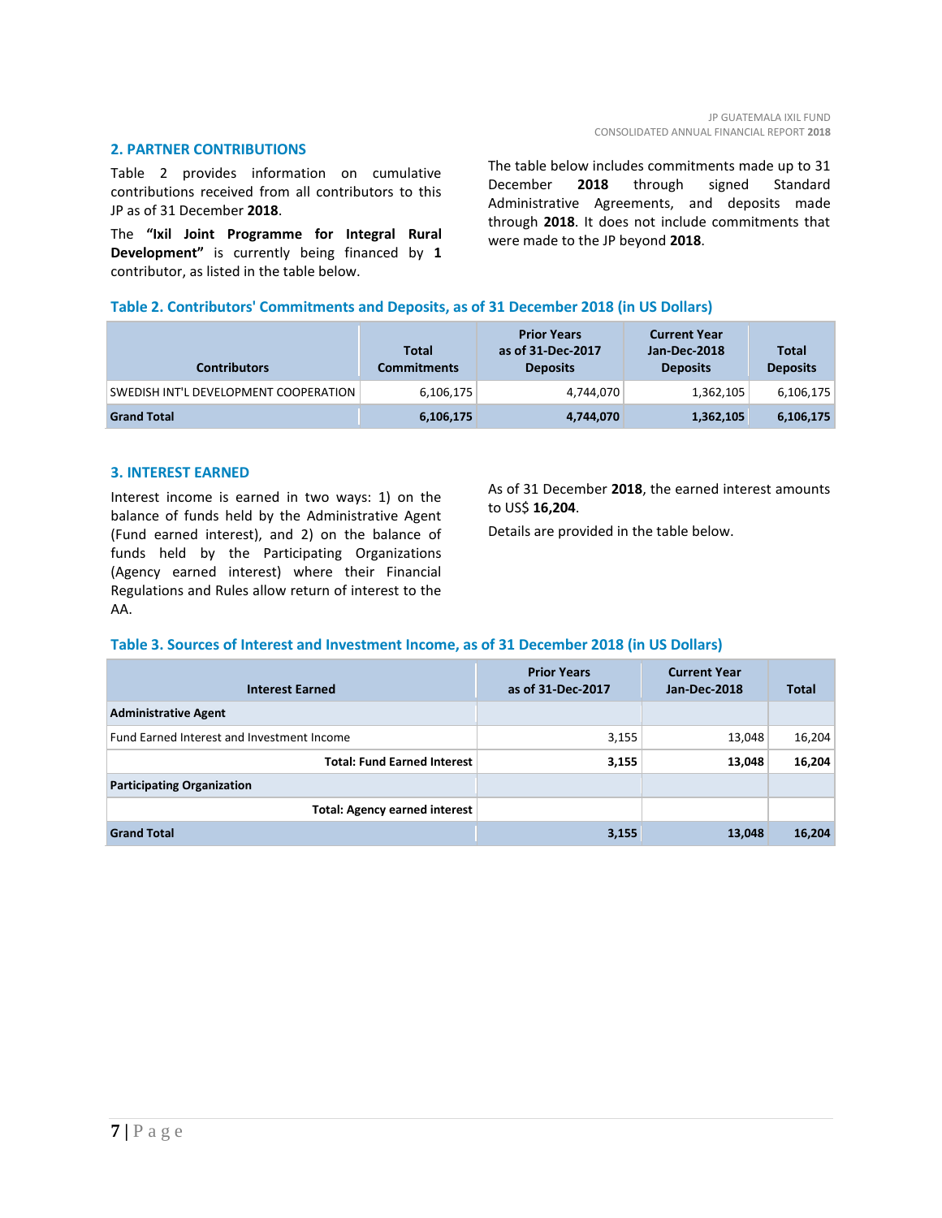## 2. PARTNER CONTRIBUTIONS

Table 2 provides information on cumulative contributions received from all contributors to this JP as of 31 December **2018**.

The **"Ixil Joint Programme for Integral Rural Development"** is currently being financed by **1** contributor, as listed in the table below.

The table below includes commitments made up to 31 December **2018** through signed Standard Administrative Agreements, and deposits made through **2018**. It does not include commitments that were made to the JP beyond **2018**.

**Table 2. Contributors' Commitments and Deposits, as of 31 December 2018 (in US Dollars)**

| Contributors | Total Commitments | Prior Years as of 31-Dec-2017 Deposits | Current Year Jan-Dec-2018 Deposits | Total Deposits |
|---|---|---|---|---|
| SWEDISH INT'L DEVELOPMENT COOPERATION | 6,106,175 | 4,744,070 | 1,362,105 | 6,106,175 |
| **Grand Total** | **6,106,175** | **4,744,070** | **1,362,105** | **6,106,175** |

## 3. INTEREST EARNED

Interest income is earned in two ways: 1) on the balance of funds held by the Administrative Agent (Fund earned interest), and 2) on the balance of funds held by the Participating Organizations (Agency earned interest) where their Financial Regulations and Rules allow return of interest to the AA.

As of 31 December **2018**, the earned interest amounts to US$ **16,204**.

Details are provided in the table below.

**Table 3. Sources of Interest and Investment Income, as of 31 December 2018 (in US Dollars)**

| Interest Earned | Prior Years as of 31-Dec-2017 | Current Year Jan-Dec-2018 | Total |
|---|---|---|---|
| **Administrative Agent** | | | |
| Fund Earned Interest and Investment Income | 3,155 | 13,048 | 16,204 |
| **Total: Fund Earned Interest** | **3,155** | **13,048** | **16,204** |
| **Participating Organization** | | | |
| **Total: Agency earned interest** | | | |
| **Grand Total** | **3,155** | **13,048** | **16,204** |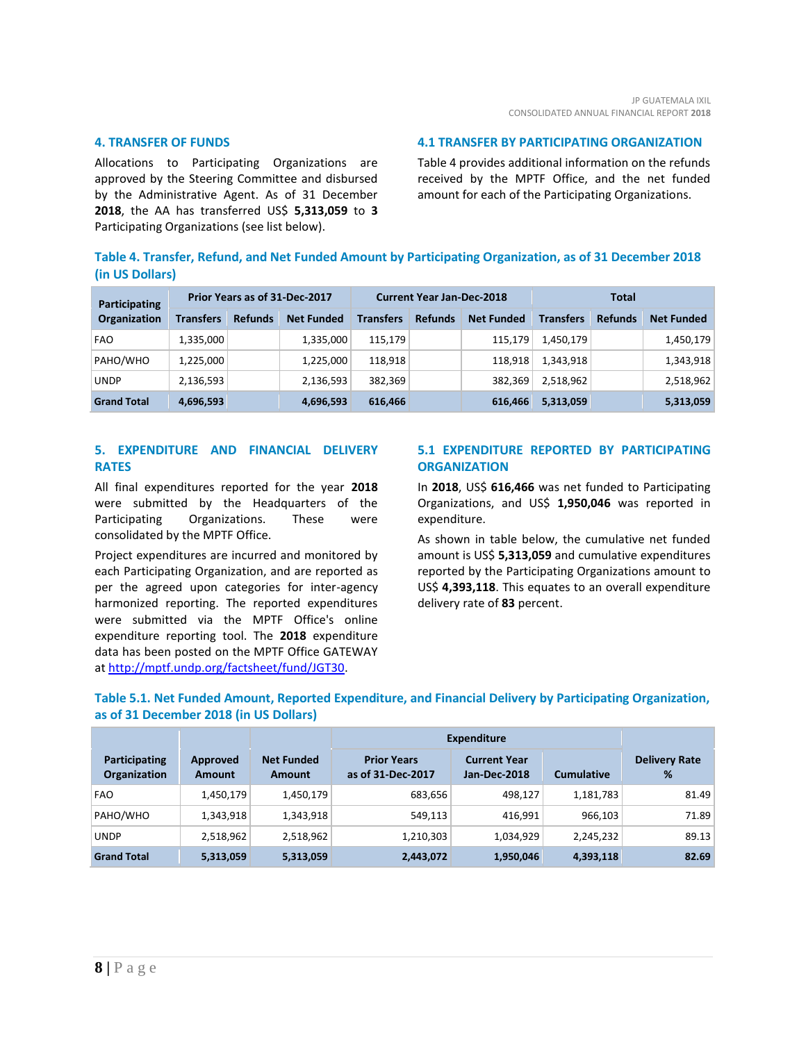## 4. TRANSFER OF FUNDS

Allocations to Participating Organizations are approved by the Steering Committee and disbursed by the Administrative Agent. As of 31 December **2018**, the AA has transferred US$ **5,313,059** to **3** Participating Organizations (see list below).

### 4.1 TRANSFER BY PARTICIPATING ORGANIZATION

Table 4 provides additional information on the refunds received by the MPTF Office, and the net funded amount for each of the Participating Organizations.

**Table 4. Transfer, Refund, and Net Funded Amount by Participating Organization, as of 31 December 2018 (in US Dollars)**

| Participating Organization | Prior Years as of 31-Dec-2017 | | | Current Year Jan-Dec-2018 | | | Total | | |
|---|---|---|---|---|---|---|---|---|---|
| | Transfers | Refunds | Net Funded | Transfers | Refunds | Net Funded | Transfers | Refunds | Net Funded |
| FAO | 1,335,000 | | 1,335,000 | 115,179 | | 115,179 | 1,450,179 | | 1,450,179 |
| PAHO/WHO | 1,225,000 | | 1,225,000 | 118,918 | | 118,918 | 1,343,918 | | 1,343,918 |
| UNDP | 2,136,593 | | 2,136,593 | 382,369 | | 382,369 | 2,518,962 | | 2,518,962 |
| **Grand Total** | **4,696,593** | | **4,696,593** | **616,466** | | **616,466** | **5,313,059** | | **5,313,059** |

## 5. EXPENDITURE AND FINANCIAL DELIVERY RATES

All final expenditures reported for the year **2018** were submitted by the Headquarters of the Participating Organizations. These were consolidated by the MPTF Office.

Project expenditures are incurred and monitored by each Participating Organization, and are reported as per the agreed upon categories for inter-agency harmonized reporting. The reported expenditures were submitted via the MPTF Office's online expenditure reporting tool. The **2018** expenditure data has been posted on the MPTF Office GATEWAY at http://mptf.undp.org/factsheet/fund/JGT30.

### 5.1 EXPENDITURE REPORTED BY PARTICIPATING ORGANIZATION

In **2018**, US$ **616,466** was net funded to Participating Organizations, and US$ **1,950,046** was reported in expenditure.

As shown in table below, the cumulative net funded amount is US$ **5,313,059** and cumulative expenditures reported by the Participating Organizations amount to US$ **4,393,118**. This equates to an overall expenditure delivery rate of **83** percent.

**Table 5.1. Net Funded Amount, Reported Expenditure, and Financial Delivery by Participating Organization, as of 31 December 2018 (in US Dollars)**

| Participating Organization | Approved Amount | Net Funded Amount | Expenditure | | | Delivery Rate % |
|---|---|---|---|---|---|---|
| | | | Prior Years as of 31-Dec-2017 | Current Year Jan-Dec-2018 | Cumulative | |
| FAO | 1,450,179 | 1,450,179 | 683,656 | 498,127 | 1,181,783 | 81.49 |
| PAHO/WHO | 1,343,918 | 1,343,918 | 549,113 | 416,991 | 966,103 | 71.89 |
| UNDP | 2,518,962 | 2,518,962 | 1,210,303 | 1,034,929 | 2,245,232 | 89.13 |
| **Grand Total** | **5,313,059** | **5,313,059** | **2,443,072** | **1,950,046** | **4,393,118** | **82.69** |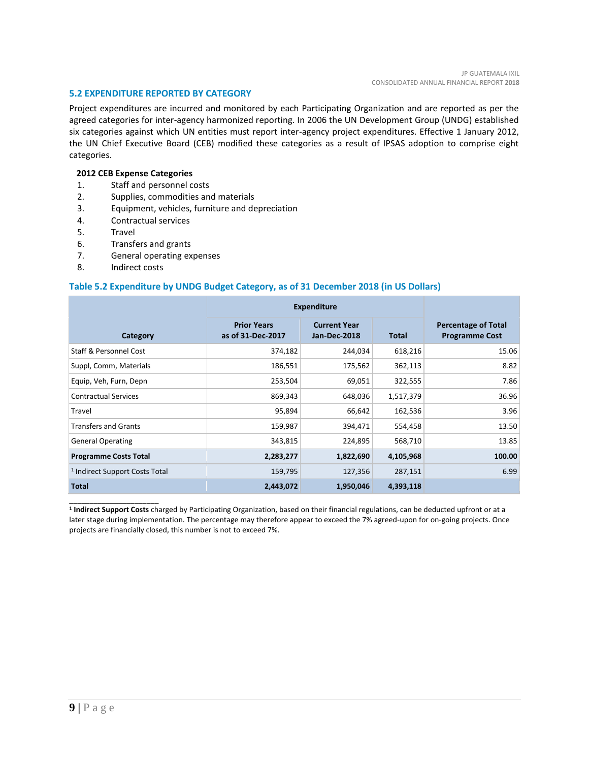### 5.2 EXPENDITURE REPORTED BY CATEGORY

Project expenditures are incurred and monitored by each Participating Organization and are reported as per the agreed categories for inter-agency harmonized reporting. In 2006 the UN Development Group (UNDG) established six categories against which UN entities must report inter-agency project expenditures. Effective 1 January 2012, the UN Chief Executive Board (CEB) modified these categories as a result of IPSAS adoption to comprise eight categories.

**2012 CEB Expense Categories**

1. Staff and personnel costs
2. Supplies, commodities and materials
3. Equipment, vehicles, furniture and depreciation
4. Contractual services
5. Travel
6. Transfers and grants
7. General operating expenses
8. Indirect costs

#### Table 5.2 Expenditure by UNDG Budget Category, as of 31 December 2018 (in US Dollars)

| Category | Expenditure | | | Percentage of Total Programme Cost |
|---|---|---|---|---|
| | Prior Years as of 31-Dec-2017 | Current Year Jan-Dec-2018 | Total | |
| Staff & Personnel Cost | 374,182 | 244,034 | 618,216 | 15.06 |
| Suppl, Comm, Materials | 186,551 | 175,562 | 362,113 | 8.82 |
| Equip, Veh, Furn, Depn | 253,504 | 69,051 | 322,555 | 7.86 |
| Contractual Services | 869,343 | 648,036 | 1,517,379 | 36.96 |
| Travel | 95,894 | 66,642 | 162,536 | 3.96 |
| Transfers and Grants | 159,987 | 394,471 | 554,458 | 13.50 |
| General Operating | 343,815 | 224,895 | 568,710 | 13.85 |
| **Programme Costs Total** | **2,283,277** | **1,822,690** | **4,105,968** | **100.00** |
| [1] Indirect Support Costs Total | 159,795 | 127,356 | 287,151 | 6.99 |
| **Total** | **2,443,072** | **1,950,046** | **4,393,118** | |

---

[1] **Indirect Support Costs** charged by Participating Organization, based on their financial regulations, can be deducted upfront or at a later stage during implementation. The percentage may therefore appear to exceed the 7% agreed-upon for on-going projects. Once projects are financially closed, this number is not to exceed 7%.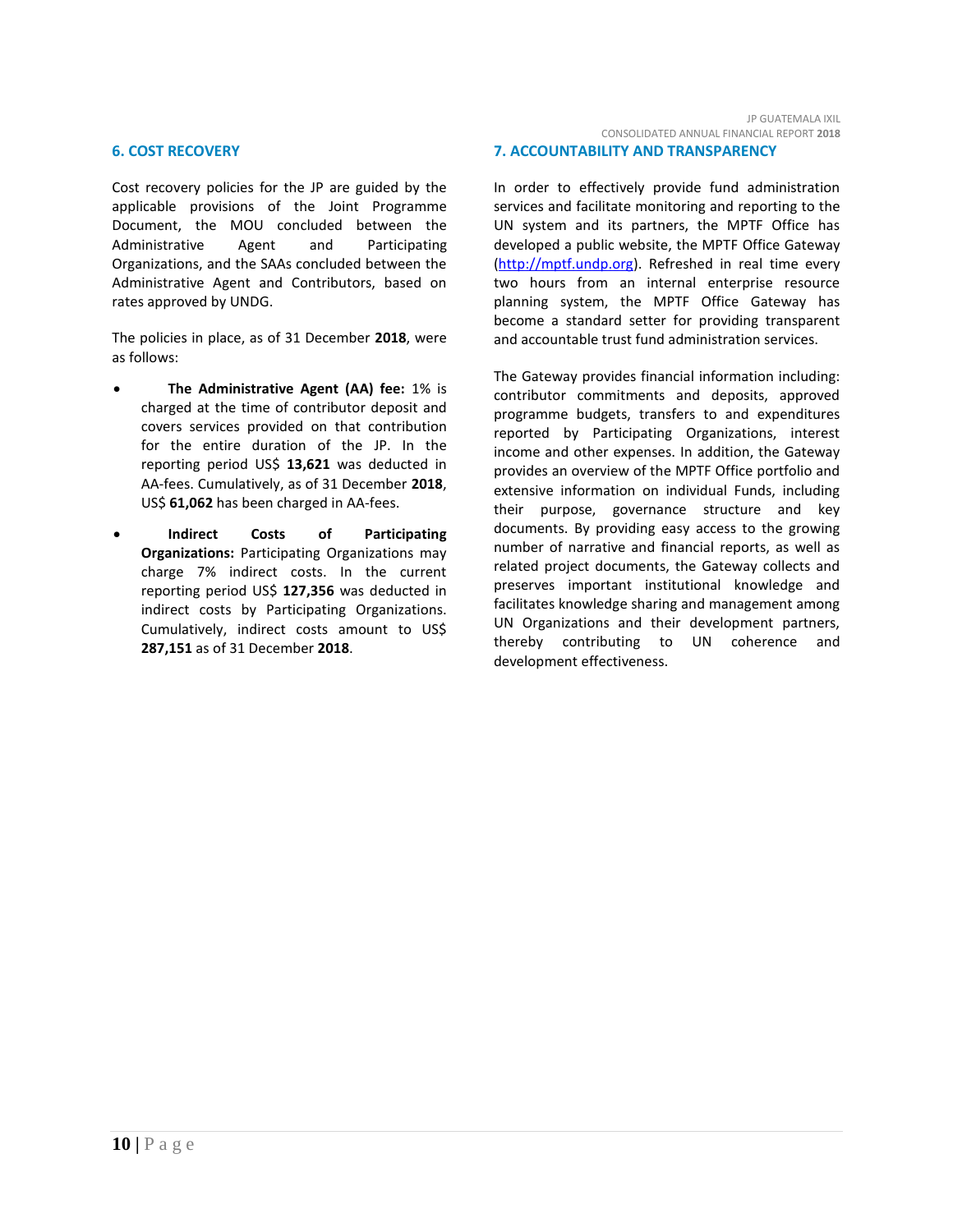## 6. COST RECOVERY

Cost recovery policies for the JP are guided by the applicable provisions of the Joint Programme Document, the MOU concluded between the Administrative Agent and Participating Organizations, and the SAAs concluded between the Administrative Agent and Contributors, based on rates approved by UNDG.

The policies in place, as of 31 December **2018**, were as follows:

- **The Administrative Agent (AA) fee:** 1% is charged at the time of contributor deposit and covers services provided on that contribution for the entire duration of the JP. In the reporting period US$ **13,621** was deducted in AA-fees. Cumulatively, as of 31 December **2018**, US$ **61,062** has been charged in AA-fees.
- **Indirect Costs of Participating Organizations:** Participating Organizations may charge 7% indirect costs. In the current reporting period US$ **127,356** was deducted in indirect costs by Participating Organizations. Cumulatively, indirect costs amount to US$ **287,151** as of 31 December **2018**.

## 7. ACCOUNTABILITY AND TRANSPARENCY

In order to effectively provide fund administration services and facilitate monitoring and reporting to the UN system and its partners, the MPTF Office has developed a public website, the MPTF Office Gateway (http://mptf.undp.org). Refreshed in real time every two hours from an internal enterprise resource planning system, the MPTF Office Gateway has become a standard setter for providing transparent and accountable trust fund administration services.

The Gateway provides financial information including: contributor commitments and deposits, approved programme budgets, transfers to and expenditures reported by Participating Organizations, interest income and other expenses. In addition, the Gateway provides an overview of the MPTF Office portfolio and extensive information on individual Funds, including their purpose, governance structure and key documents. By providing easy access to the growing number of narrative and financial reports, as well as related project documents, the Gateway collects and preserves important institutional knowledge and facilitates knowledge sharing and management among UN Organizations and their development partners, thereby contributing to UN coherence and development effectiveness.